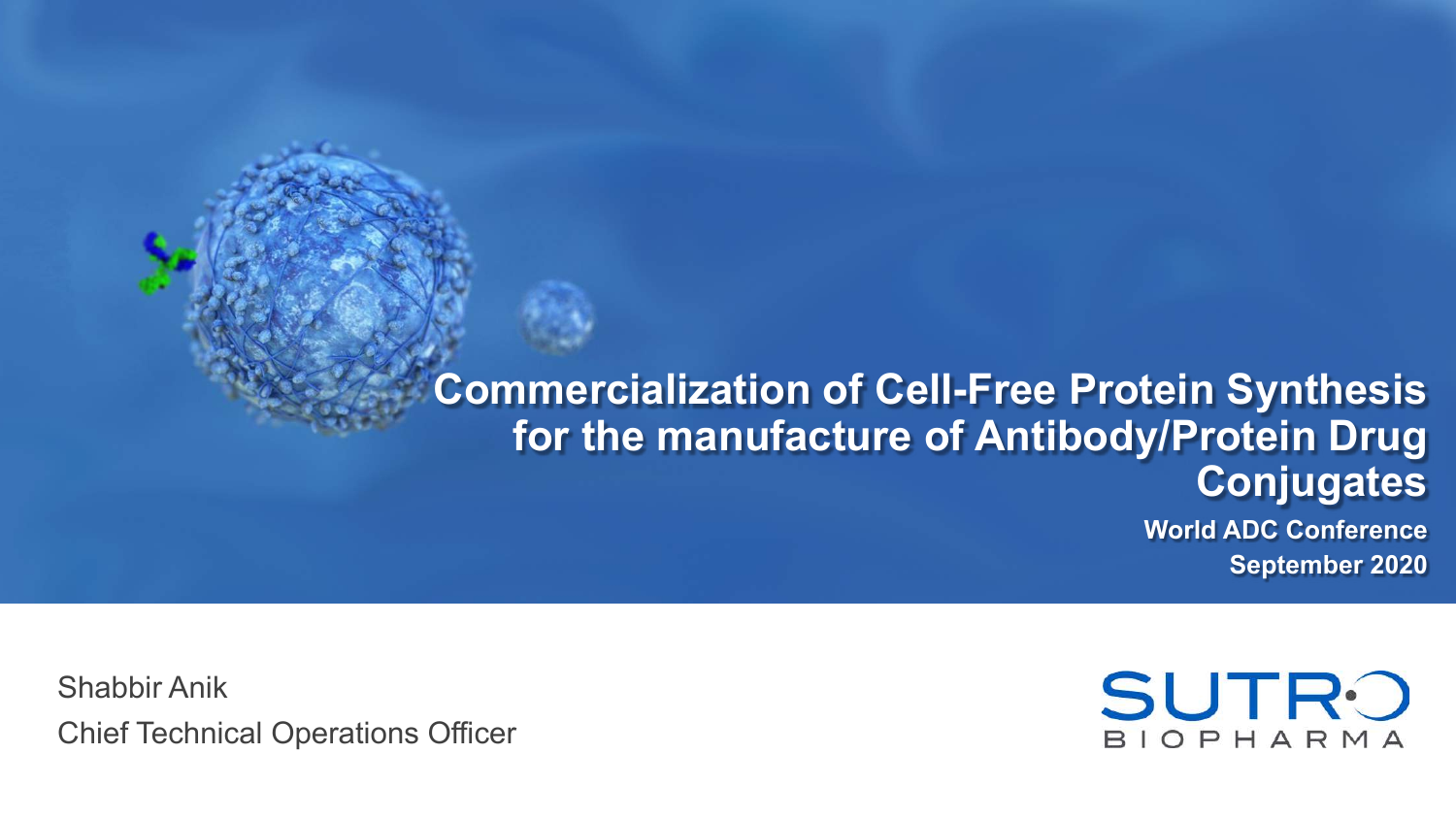# Commercialization of Cell-Free Protein Synthesis for the manufacture of Antibody/Protein Drug Conjugates

**World ADC Conference**

**September 2020**

Shabbir Anik

Chief Technical Operations Officer

SUTRO BIOPHARMA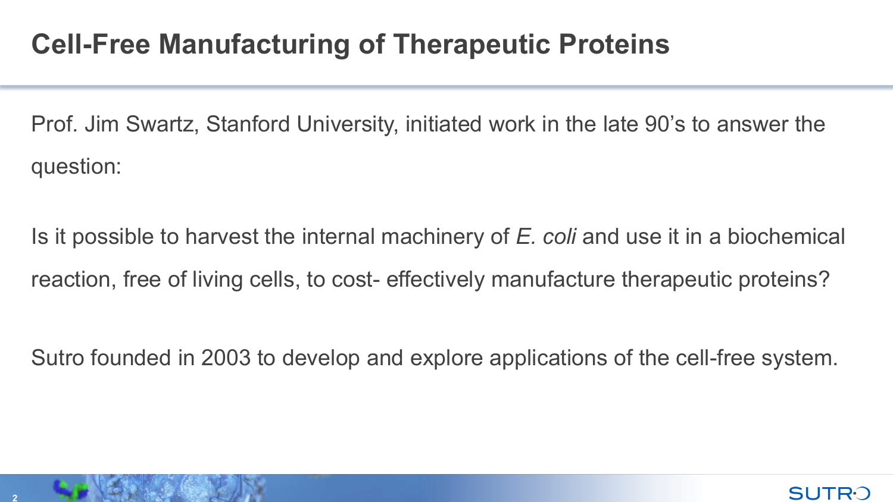# Cell-Free Manufacturing of Therapeutic Proteins

Prof. Jim Swartz, Stanford University, initiated work in the late 90's to answer the question:

Is it possible to harvest the internal machinery of *E. coli* and use it in a biochemical reaction, free of living cells, to cost- effectively manufacture therapeutic proteins?

Sutro founded in 2003 to develop and explore applications of the cell-free system.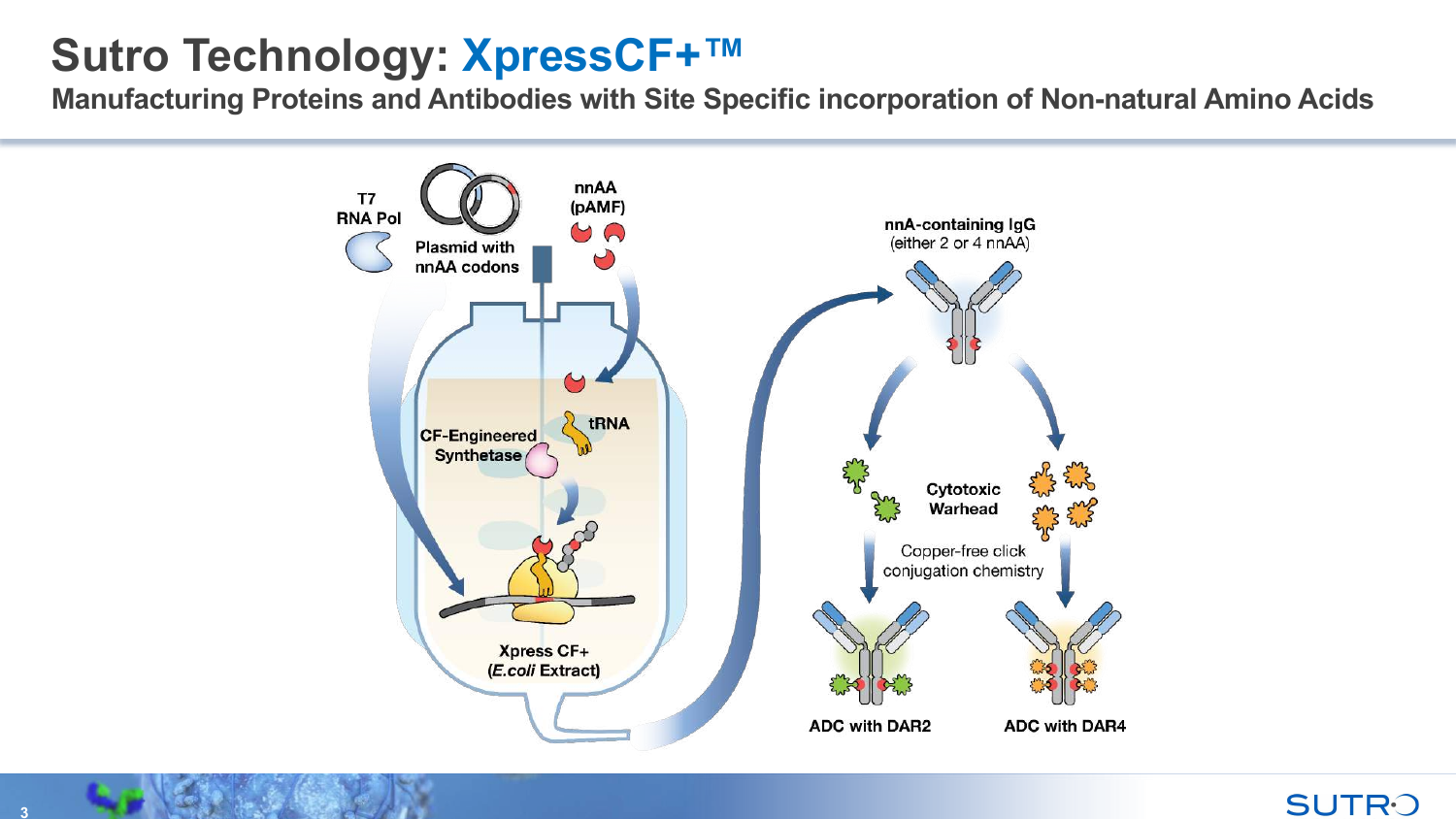# Sutro Technology: XpressCF+™

## Manufacturing Proteins and Antibodies with Site Specific incorporation of Non-natural Amino Acids

T7 RNA Pol

Plasmid with nnAA codons

nnAA (pAMF)

tRNA

CF-Engineered Synthetase

Xpress CF+ (*E.coli* Extract)

nnA-containing IgG (either 2 or 4 nnAA)

Cytotoxic Warhead

Copper-free click conjugation chemistry

ADC with DAR2

ADC with DAR4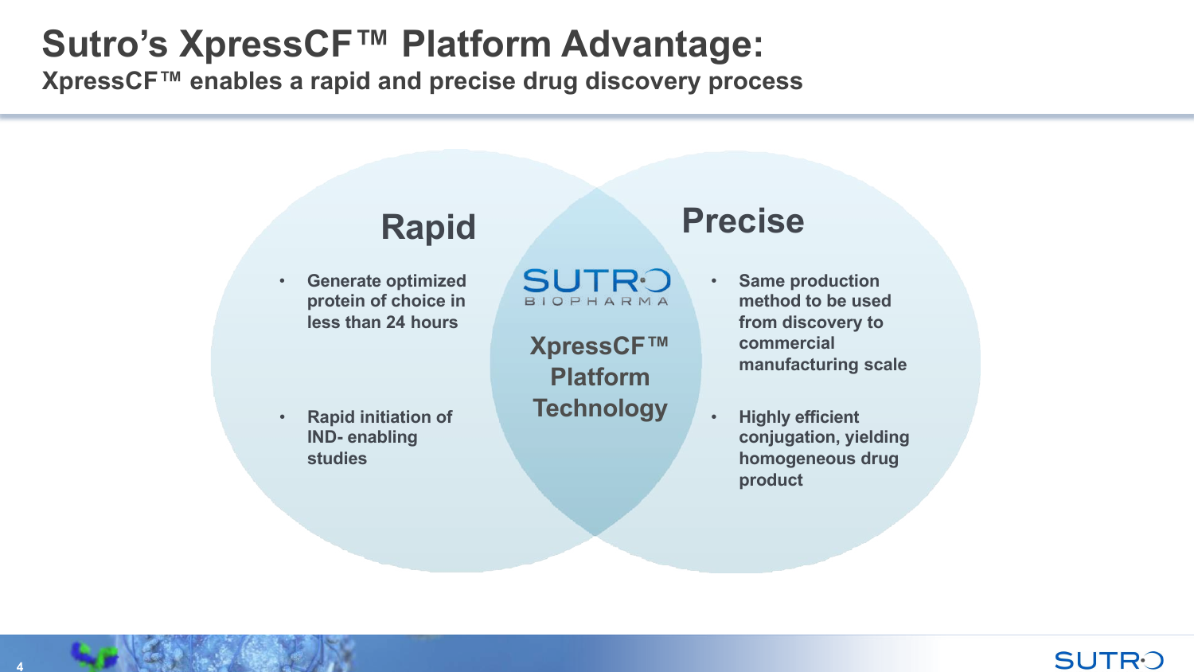# Sutro's XpressCF™ Platform Advantage:

## XpressCF™ enables a rapid and precise drug discovery process

### Rapid

- Generate optimized protein of choice in less than 24 hours
- Rapid initiation of IND- enabling studies

### SUTRO BIOPHARMA

**XpressCF™ Platform Technology**

### Precise

- Same production method to be used from discovery to commercial manufacturing scale
- Highly efficient conjugation, yielding homogeneous drug product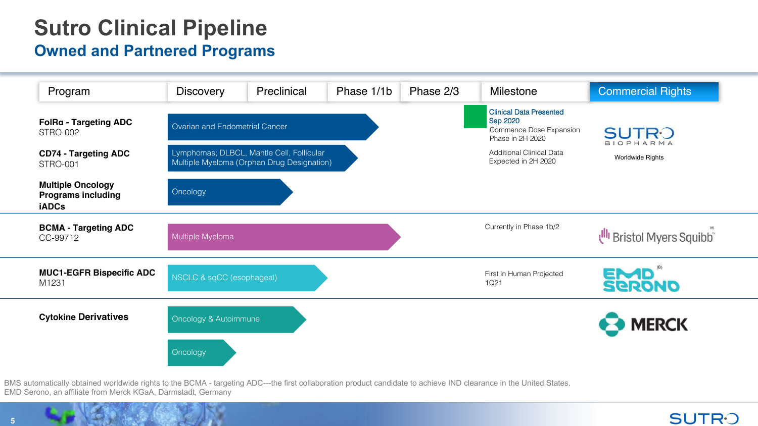# Sutro Clinical Pipeline

## Owned and Partnered Programs

| Program | Discovery | Preclinical | Phase 1/1b | Phase 2/3 | Milestone | Commercial Rights |
|---|---|---|---|---|---|---|
| **FolRα - Targeting ADC** STRO-002 | Ovarian and Endometrial Cancer | | | | Clinical Data Presented Sep 2020; Commence Dose Expansion Phase in 2H 2020 | SUTRO BIOPHARMA Worldwide Rights |
| **CD74 - Targeting ADC** STRO-001 | Lymphomas; DLBCL, Mantle Cell, Follicular Multiple Myeloma (Orphan Drug Designation) | | | | Additional Clinical Data Expected in 2H 2020 | SUTRO BIOPHARMA Worldwide Rights |
| **Multiple Oncology Programs including iADCs** | Oncology | | | | | SUTRO BIOPHARMA Worldwide Rights |
| **BCMA - Targeting ADC** CC-99712 | Multiple Myeloma | | | | Currently in Phase 1b/2 | Bristol Myers Squibb (A) |
| **MUC1-EGFR Bispecific ADC** M1231 | NSCLC & sqCC (esophageal) | | | | First in Human Projected 1Q21 | EMD Serono (B) |
| **Cytokine Derivatives** | Oncology & Autoimmune | | | | | MERCK |
| | Oncology | | | | | MERCK |

BMS automatically obtained worldwide rights to the BCMA - targeting ADC---the first collaboration product candidate to achieve IND clearance in the United States.
EMD Serono, an affiliate from Merck KGaA, Darmstadt, Germany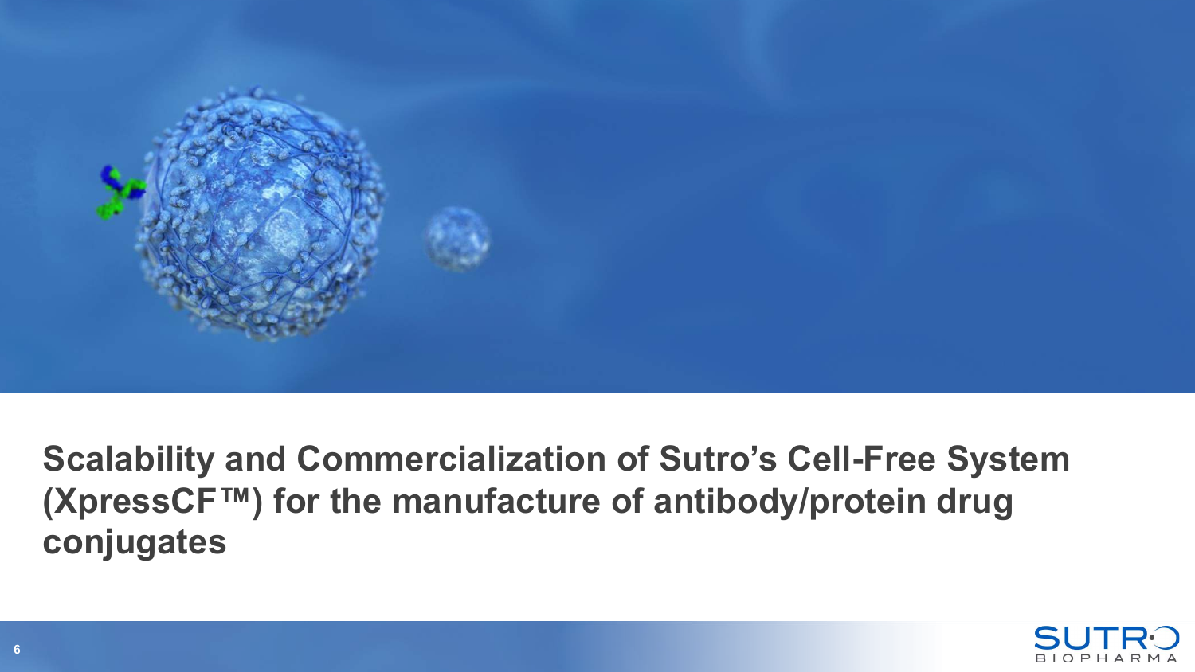# Scalability and Commercialization of Sutro's Cell-Free System (XpressCF™) for the manufacture of antibody/protein drug conjugates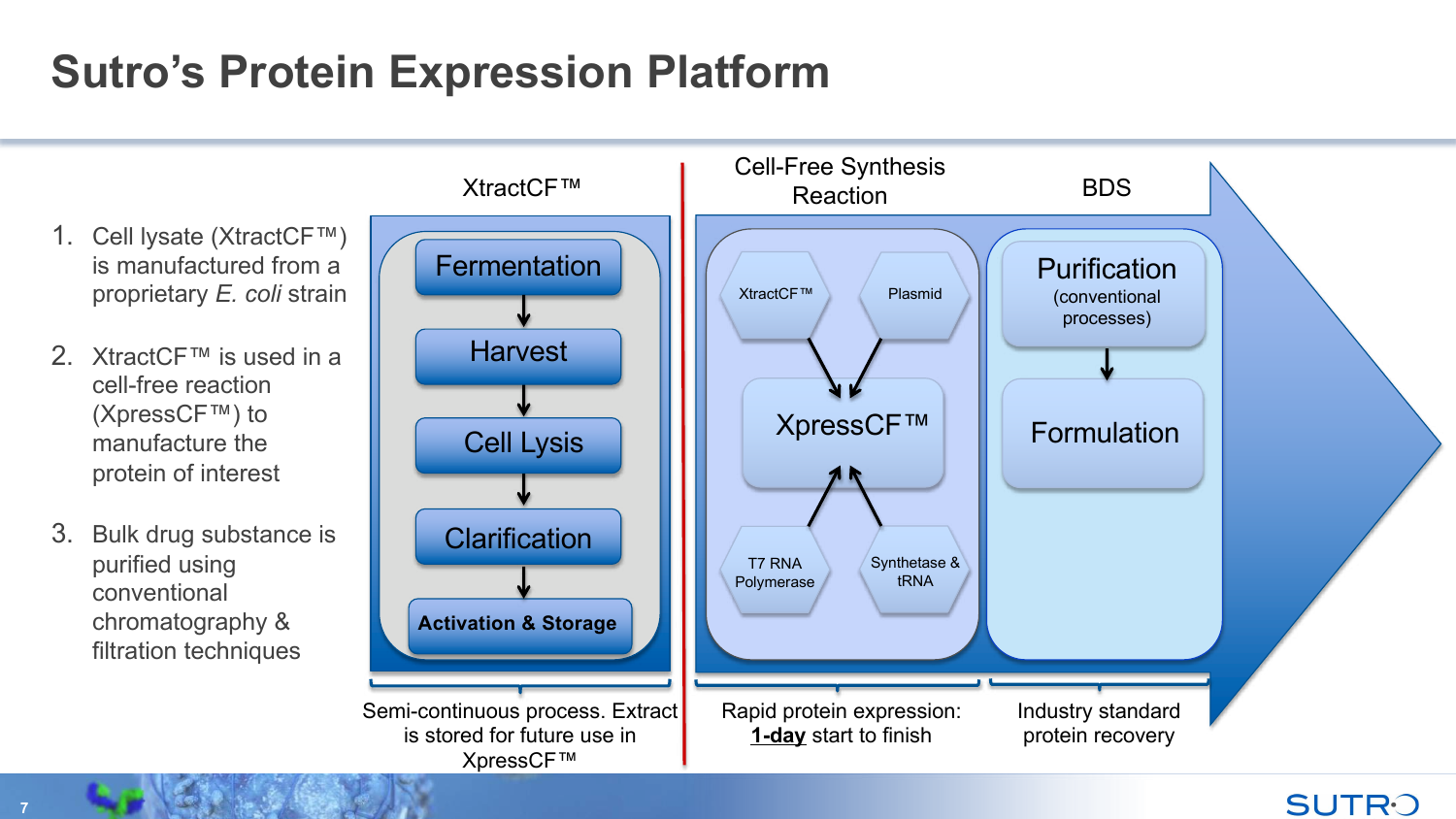# Sutro's Protein Expression Platform

1. Cell lysate (XtractCF™) is manufactured from a proprietary *E. coli* strain
2. XtractCF™ is used in a cell-free reaction (XpressCF™) to manufacture the protein of interest
3. Bulk drug substance is purified using conventional chromatography & filtration techniques

**XtractCF™**

Fermentation → Harvest → Cell Lysis → Clarification → **Activation & Storage**

Semi-continuous process. Extract is stored for future use in XpressCF™

**Cell-Free Synthesis Reaction**

XtractCF™ + Plasmid → XpressCF™ ← T7 RNA Polymerase + Synthetase & tRNA

Rapid protein expression: **1-day** start to finish

**BDS**

Purification (conventional processes) → Formulation

Industry standard protein recovery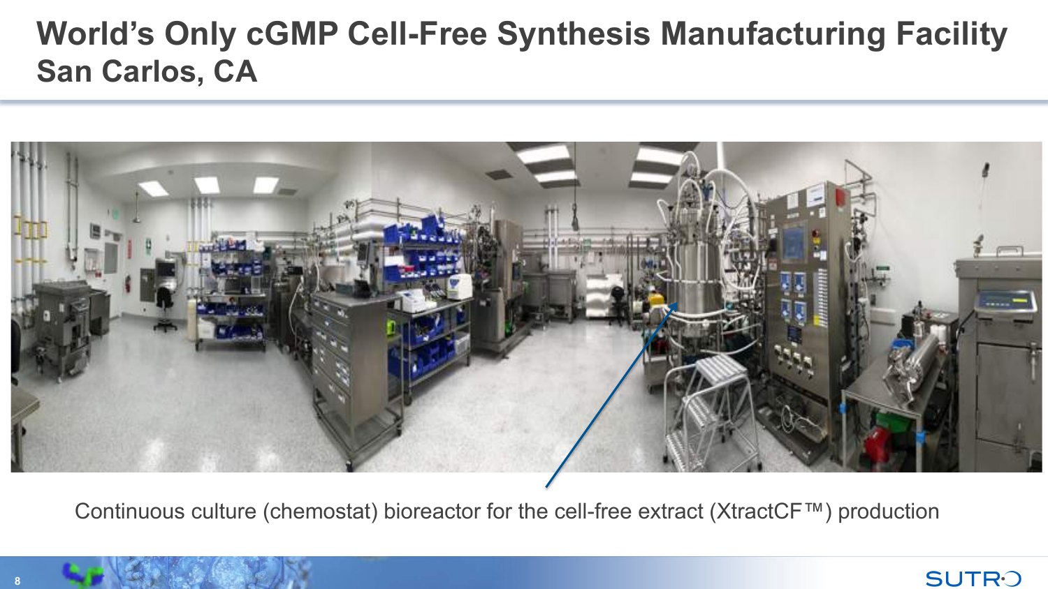# World's Only cGMP Cell-Free Synthesis Manufacturing Facility
## San Carlos, CA

Continuous culture (chemostat) bioreactor for the cell-free extract (XtractCF™) production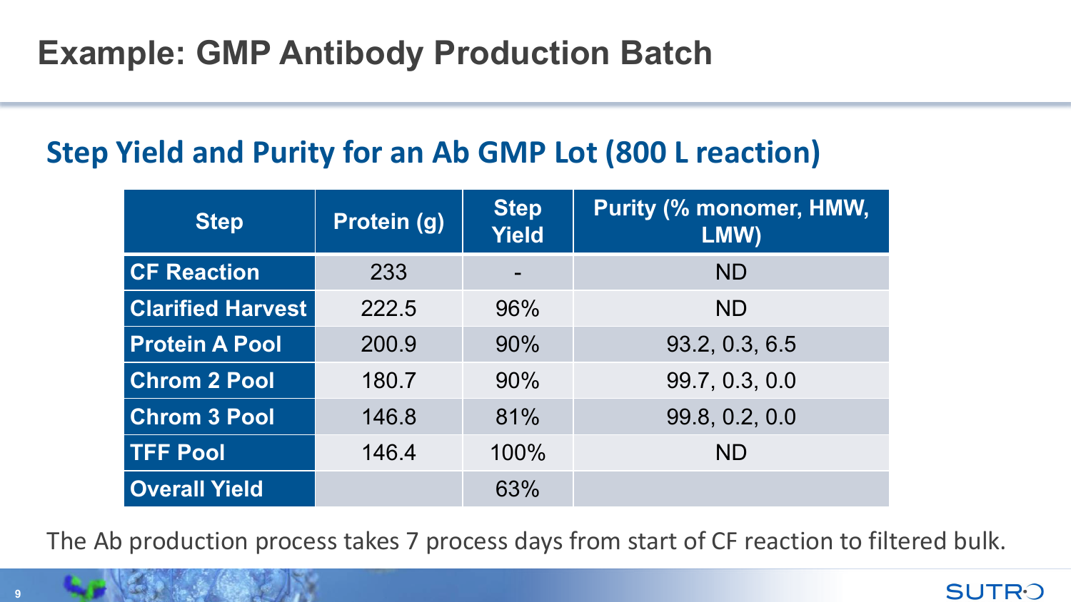# Example: GMP Antibody Production Batch

## Step Yield and Purity for an Ab GMP Lot (800 L reaction)

| Step | Protein (g) | Step Yield | Purity (% monomer, HMW, LMW) |
|---|---|---|---|
| CF Reaction | 233 | - | ND |
| Clarified Harvest | 222.5 | 96% | ND |
| Protein A Pool | 200.9 | 90% | 93.2, 0.3, 6.5 |
| Chrom 2 Pool | 180.7 | 90% | 99.7, 0.3, 0.0 |
| Chrom 3 Pool | 146.8 | 81% | 99.8, 0.2, 0.0 |
| TFF Pool | 146.4 | 100% | ND |
| Overall Yield | | 63% | |

The Ab production process takes 7 process days from start of CF reaction to filtered bulk.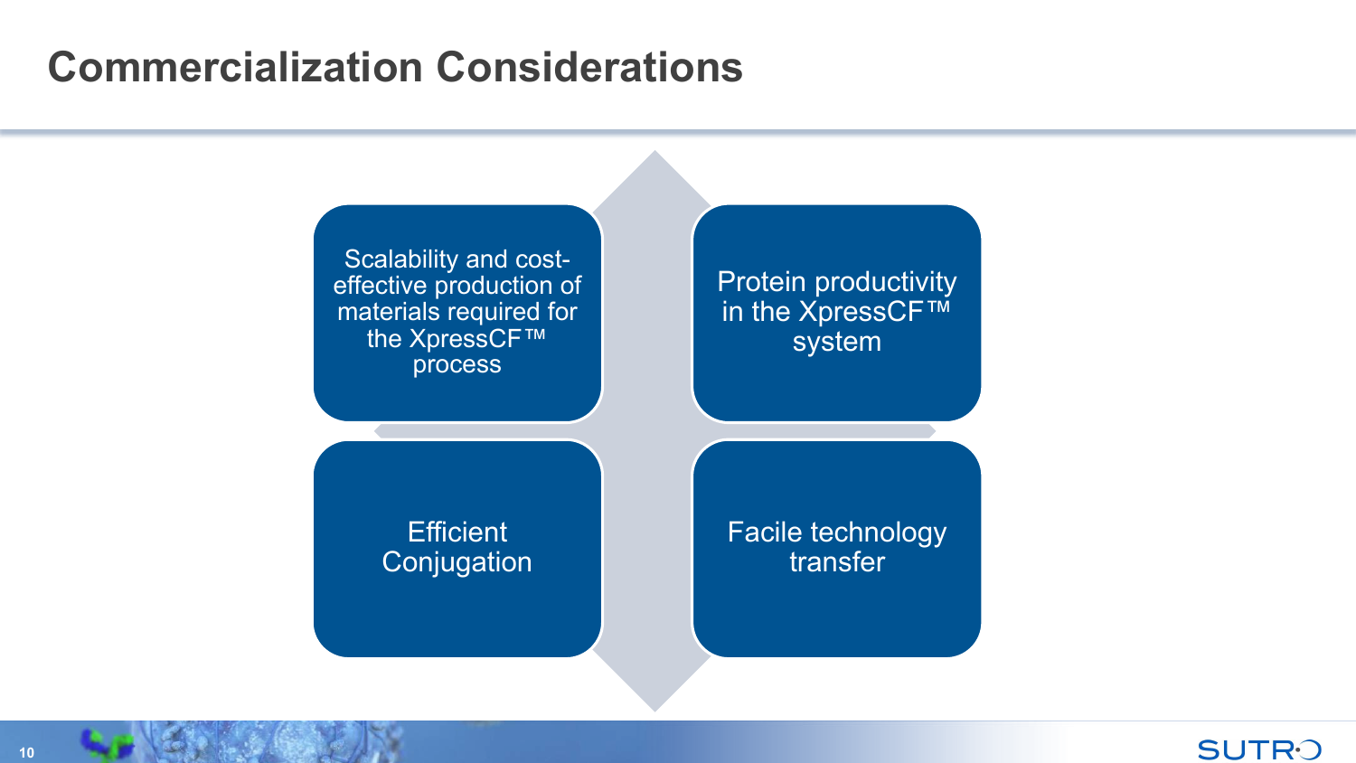# Commercialization Considerations

- Scalability and cost-effective production of materials required for the XpressCF™ process
- Protein productivity in the XpressCF™ system
- Efficient Conjugation
- Facile technology transfer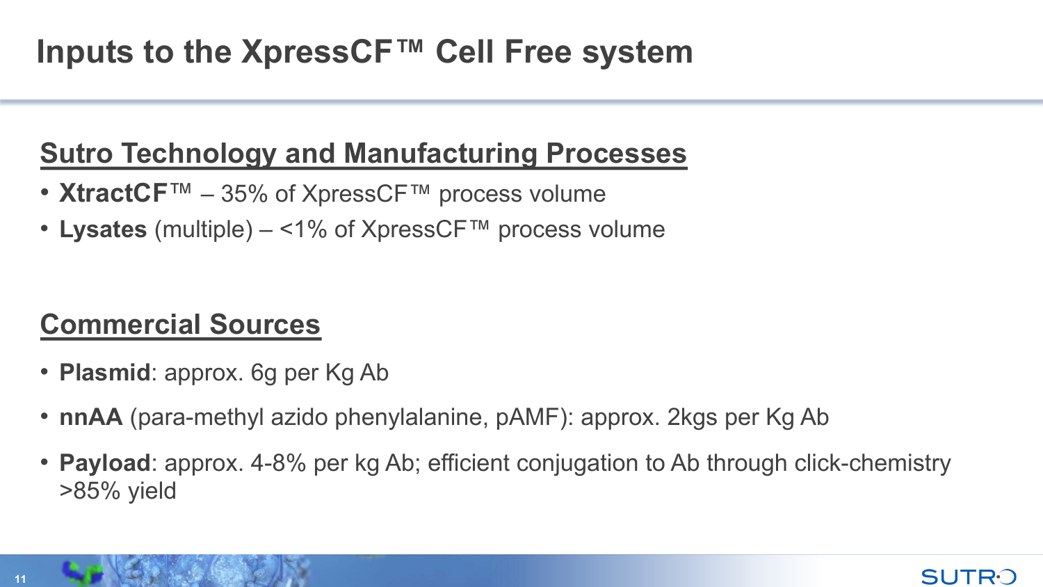# Inputs to the XpressCF™ Cell Free system

## Sutro Technology and Manufacturing Processes

- **XtractCF™** – 35% of XpressCF™ process volume
- **Lysates** (multiple) – <1% of XpressCF™ process volume

## Commercial Sources

- **Plasmid**: approx. 6g per Kg Ab
- **nnAA** (para-methyl azido phenylalanine, pAMF): approx. 2kgs per Kg Ab
- **Payload**: approx. 4-8% per kg Ab; efficient conjugation to Ab through click-chemistry >85% yield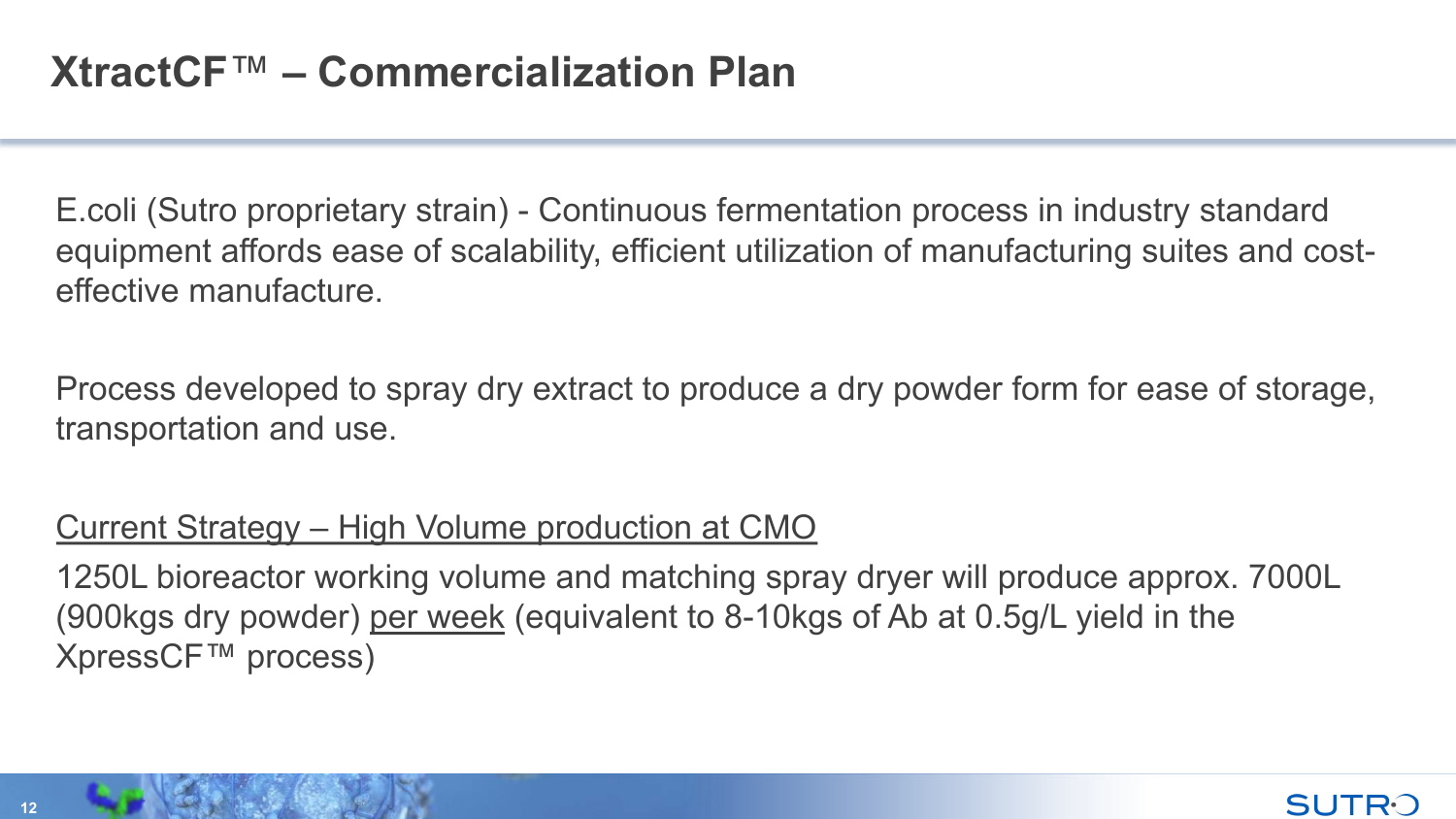# XtractCF™ – Commercialization Plan

E.coli (Sutro proprietary strain) - Continuous fermentation process in industry standard equipment affords ease of scalability, efficient utilization of manufacturing suites and cost-effective manufacture.

Process developed to spray dry extract to produce a dry powder form for ease of storage, transportation and use.

<u>Current Strategy – High Volume production at CMO</u>

1250L bioreactor working volume and matching spray dryer will produce approx. 7000L (900kgs dry powder) <u>per week</u> (equivalent to 8-10kgs of Ab at 0.5g/L yield in the XpressCF™ process)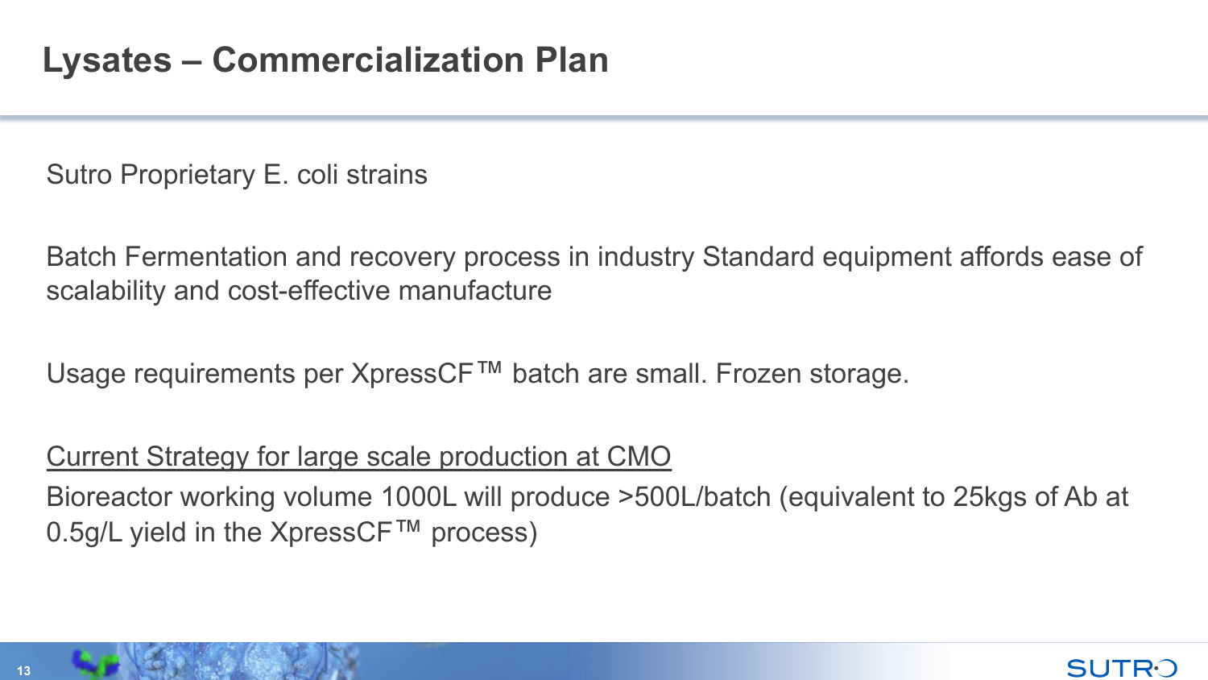# Lysates – Commercialization Plan

Sutro Proprietary E. coli strains

Batch Fermentation and recovery process in industry Standard equipment affords ease of scalability and cost-effective manufacture

Usage requirements per XpressCF™ batch are small. Frozen storage.

<u>Current Strategy for large scale production at CMO</u>

Bioreactor working volume 1000L will produce >500L/batch (equivalent to 25kgs of Ab at 0.5g/L yield in the XpressCF™ process)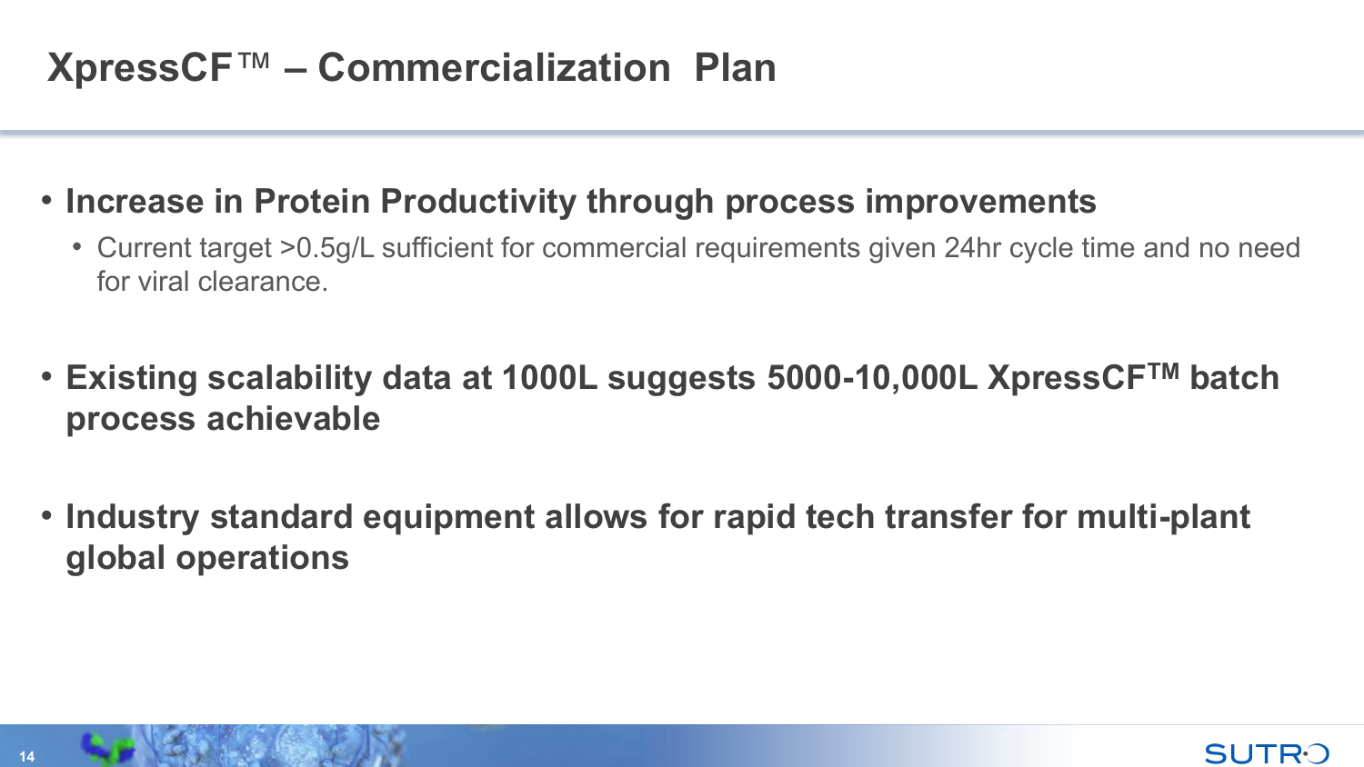# XpressCF™ – Commercialization Plan

- **Increase in Protein Productivity through process improvements**
  - Current target >0.5g/L sufficient for commercial requirements given 24hr cycle time and no need for viral clearance.

- **Existing scalability data at 1000L suggests 5000-10,000L XpressCF™ batch process achievable**

- **Industry standard equipment allows for rapid tech transfer for multi-plant global operations**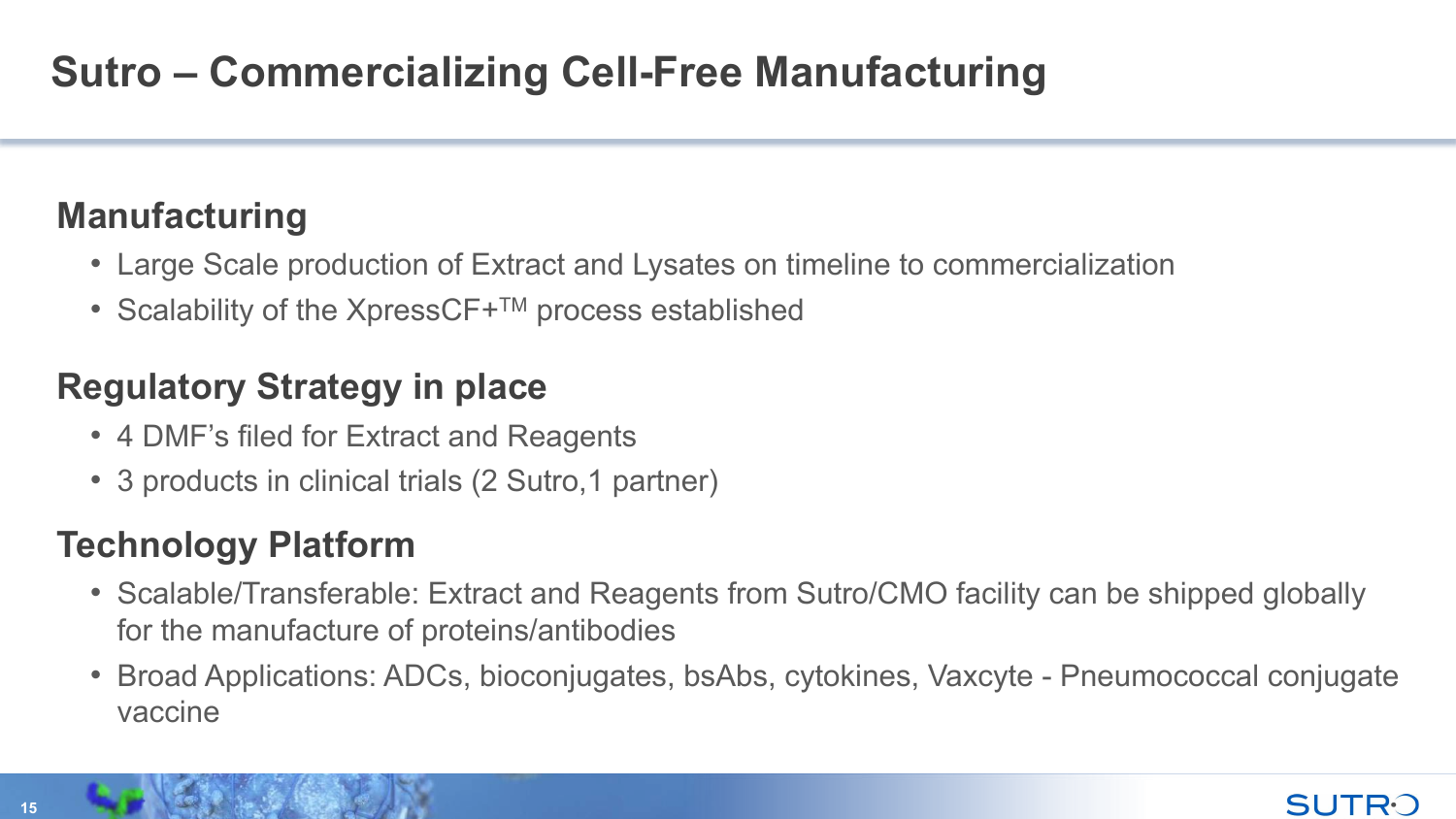# Sutro – Commercializing Cell-Free Manufacturing

## Manufacturing

- Large Scale production of Extract and Lysates on timeline to commercialization
- Scalability of the XpressCF+™ process established

## Regulatory Strategy in place

- 4 DMF's filed for Extract and Reagents
- 3 products in clinical trials (2 Sutro,1 partner)

## Technology Platform

- Scalable/Transferable: Extract and Reagents from Sutro/CMO facility can be shipped globally for the manufacture of proteins/antibodies
- Broad Applications: ADCs, bioconjugates, bsAbs, cytokines, Vaxcyte - Pneumococcal conjugate vaccine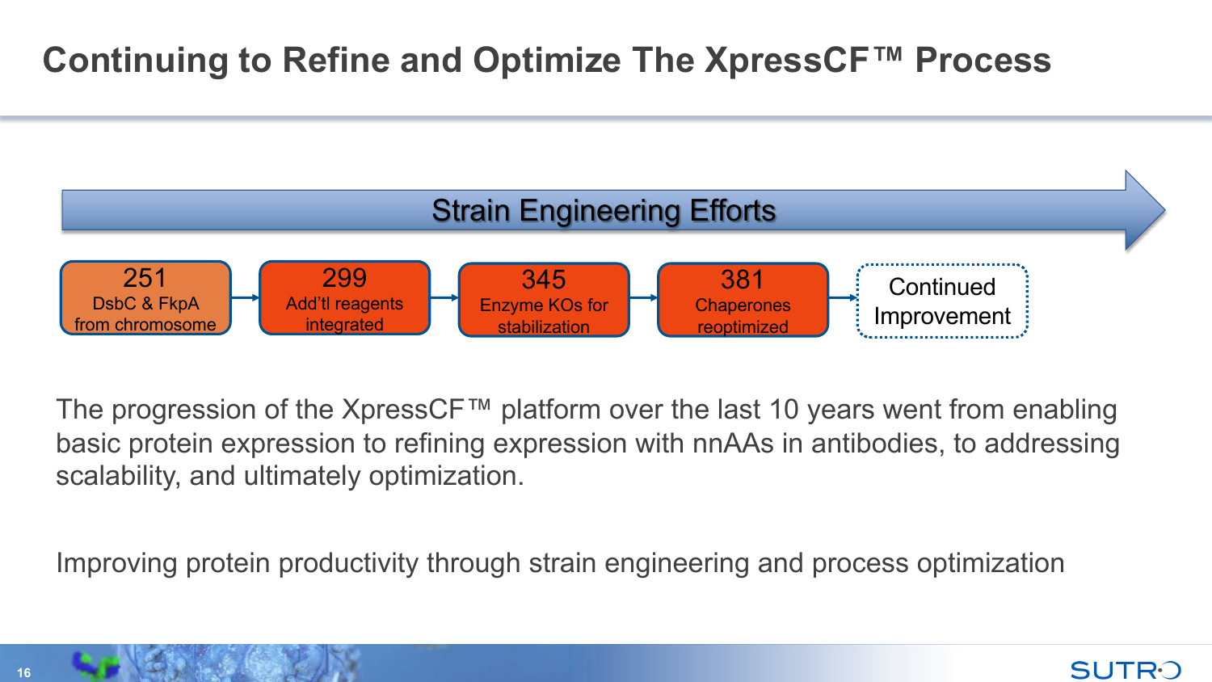# Continuing to Refine and Optimize The XpressCF™ Process

**Strain Engineering Efforts**

251 — DsbC & FkpA from chromosome → 299 — Add'tl reagents integrated → 345 — Enzyme KOs for stabilization → 381 — Chaperones reoptimized → Continued Improvement

The progression of the XpressCF™ platform over the last 10 years went from enabling basic protein expression to refining expression with nnAAs in antibodies, to addressing scalability, and ultimately optimization.

Improving protein productivity through strain engineering and process optimization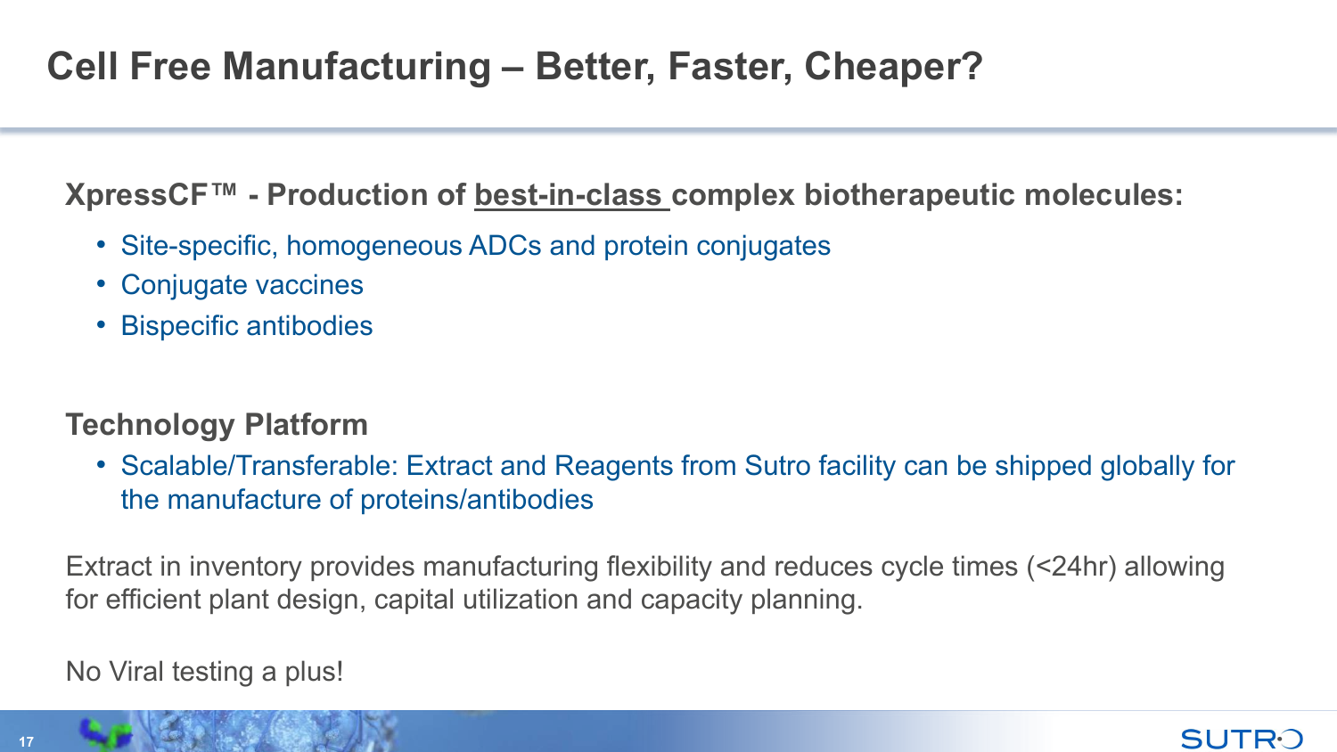# Cell Free Manufacturing – Better, Faster, Cheaper?

**XpressCF™ - Production of best-in-class complex biotherapeutic molecules:**

- Site-specific, homogeneous ADCs and protein conjugates
- Conjugate vaccines
- Bispecific antibodies

**Technology Platform**

- Scalable/Transferable: Extract and Reagents from Sutro facility can be shipped globally for the manufacture of proteins/antibodies

Extract in inventory provides manufacturing flexibility and reduces cycle times (<24hr) allowing for efficient plant design, capital utilization and capacity planning.

No Viral testing a plus!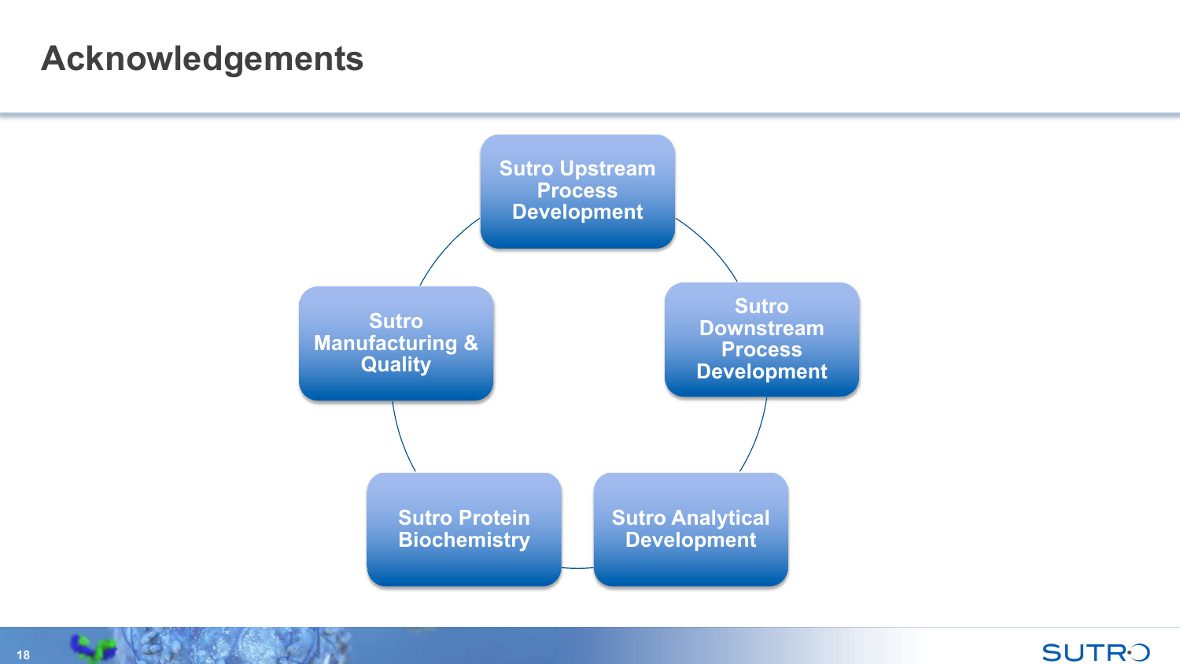# Acknowledgements

- Sutro Upstream Process Development
- Sutro Downstream Process Development
- Sutro Analytical Development
- Sutro Protein Biochemistry
- Sutro Manufacturing & Quality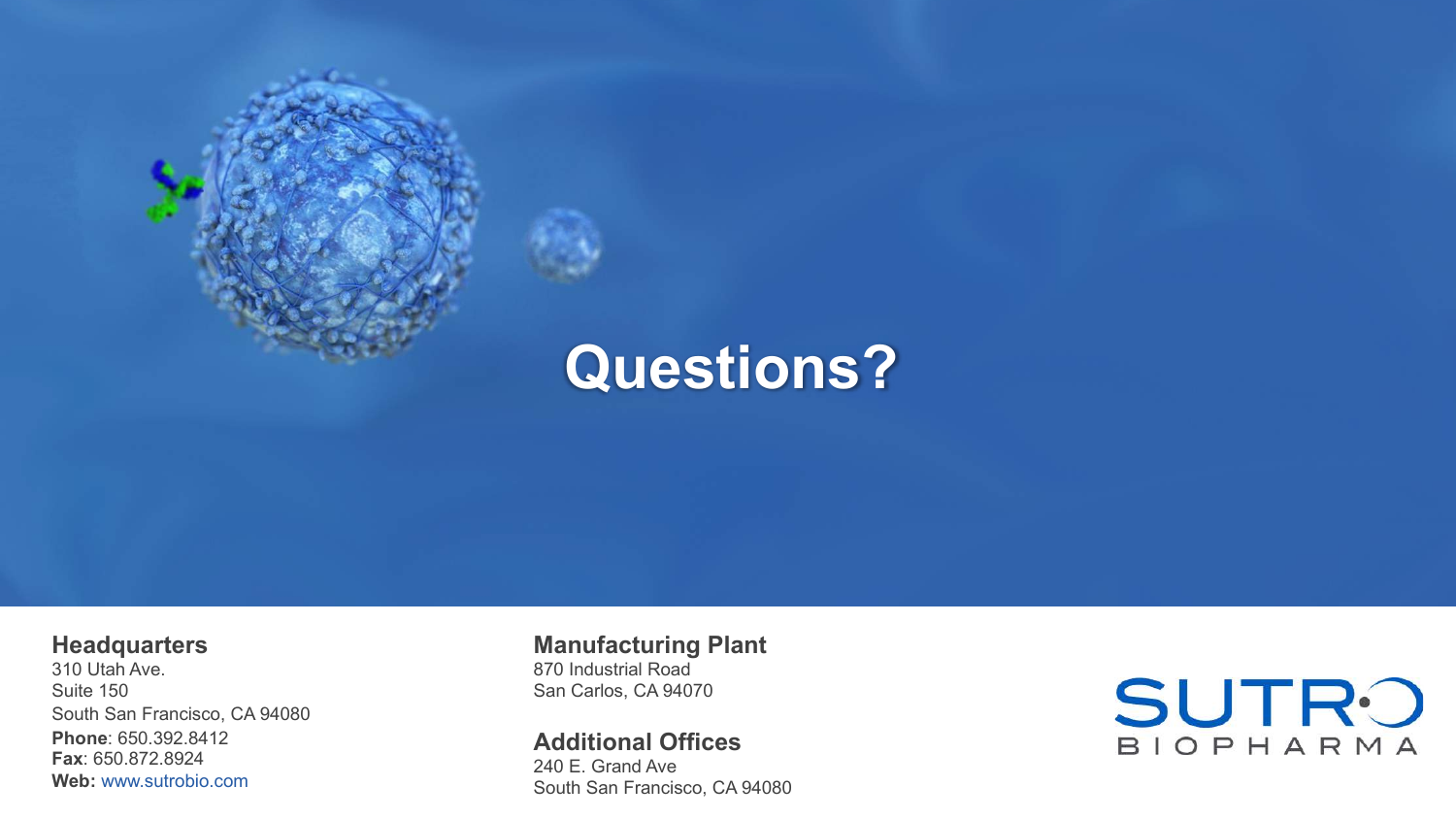# Questions?

**Headquarters**
310 Utah Ave.
Suite 150
South San Francisco, CA 94080
**Phone**: 650.392.8412
**Fax**: 650.872.8924
**Web:** www.sutrobio.com

**Manufacturing Plant**
870 Industrial Road
San Carlos, CA 94070

**Additional Offices**
240 E. Grand Ave
South San Francisco, CA 94080

SUTRO BIOPHARMA